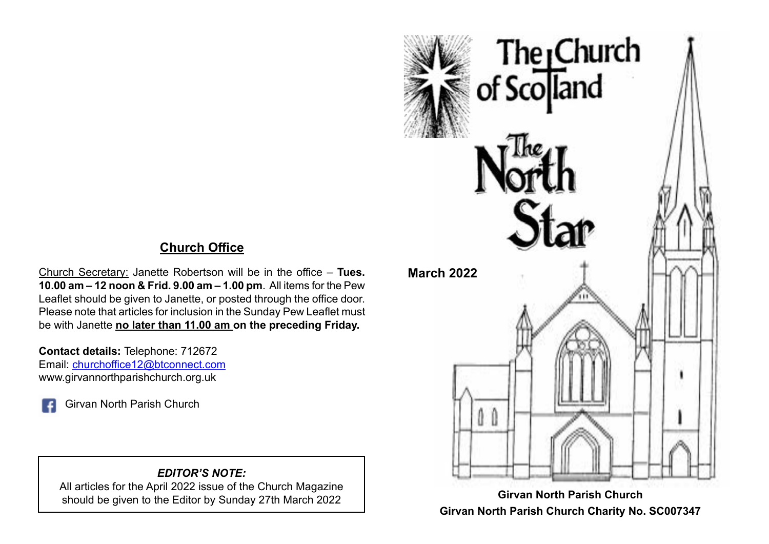## Church Office

Church Secretary: Janette Robertson will be in the office – **Tues. 10.00 am – 12 noon & Frid. 9.00 am – 1.00 pm**. All items for the Pew Leaflet should be given to Janette, or posted through the office door. Please note that articles for inclusion in the Sunday Pew Leaflet must be with Janette **no later than 11.00 am on the preceding Friday.**

**Contact details:** Telephone: 712672
Email: churchoffice12@btconnect.com
www.girvannorthparishchurch.org.uk

Girvan North Parish Church

***EDITOR'S NOTE:***
All articles for the April 2022 issue of the Church Magazine should be given to the Editor by Sunday 27th March 2022

The Church of Scotland

# The North Star

**March 2022**

**Girvan North Parish Church**
**Girvan North Parish Church Charity No. SC007347**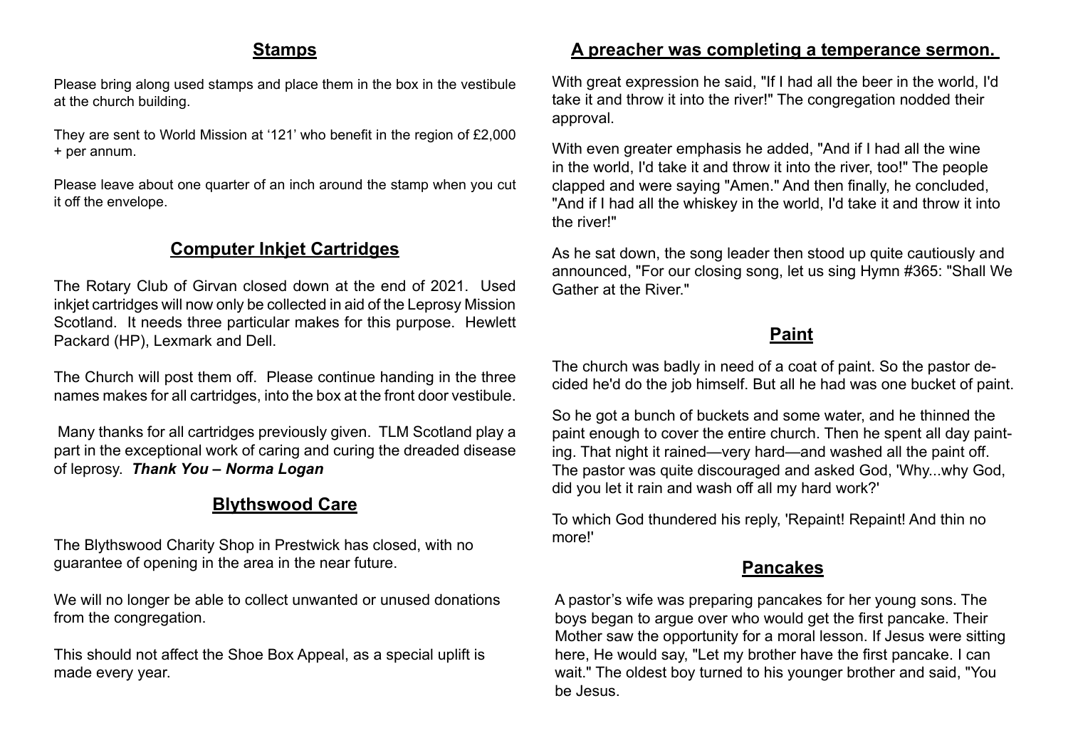## Stamps

Please bring along used stamps and place them in the box in the vestibule at the church building.

They are sent to World Mission at '121' who benefit in the region of £2,000 + per annum.

Please leave about one quarter of an inch around the stamp when you cut it off the envelope.

## Computer Inkjet Cartridges

The Rotary Club of Girvan closed down at the end of 2021. Used inkjet cartridges will now only be collected in aid of the Leprosy Mission Scotland. It needs three particular makes for this purpose. Hewlett Packard (HP), Lexmark and Dell.

The Church will post them off. Please continue handing in the three names makes for all cartridges, into the box at the front door vestibule.

Many thanks for all cartridges previously given. TLM Scotland play a part in the exceptional work of caring and curing the dreaded disease of leprosy. ***Thank You – Norma Logan***

## Blythswood Care

The Blythswood Charity Shop in Prestwick has closed, with no guarantee of opening in the area in the near future.

We will no longer be able to collect unwanted or unused donations from the congregation.

This should not affect the Shoe Box Appeal, as a special uplift is made every year.

## A preacher was completing a temperance sermon.

With great expression he said, "If I had all the beer in the world, I'd take it and throw it into the river!" The congregation nodded their approval.

With even greater emphasis he added, "And if I had all the wine in the world, I'd take it and throw it into the river, too!" The people clapped and were saying "Amen." And then finally, he concluded, "And if I had all the whiskey in the world, I'd take it and throw it into the river!"

As he sat down, the song leader then stood up quite cautiously and announced, "For our closing song, let us sing Hymn #365: "Shall We Gather at the River."

## Paint

The church was badly in need of a coat of paint. So the pastor decided he'd do the job himself. But all he had was one bucket of paint.

So he got a bunch of buckets and some water, and he thinned the paint enough to cover the entire church. Then he spent all day painting. That night it rained—very hard—and washed all the paint off. The pastor was quite discouraged and asked God, 'Why...why God, did you let it rain and wash off all my hard work?'

To which God thundered his reply, 'Repaint! Repaint! And thin no more!'

## Pancakes

A pastor's wife was preparing pancakes for her young sons. The boys began to argue over who would get the first pancake. Their Mother saw the opportunity for a moral lesson. If Jesus were sitting here, He would say, "Let my brother have the first pancake. I can wait." The oldest boy turned to his younger brother and said, "You be Jesus.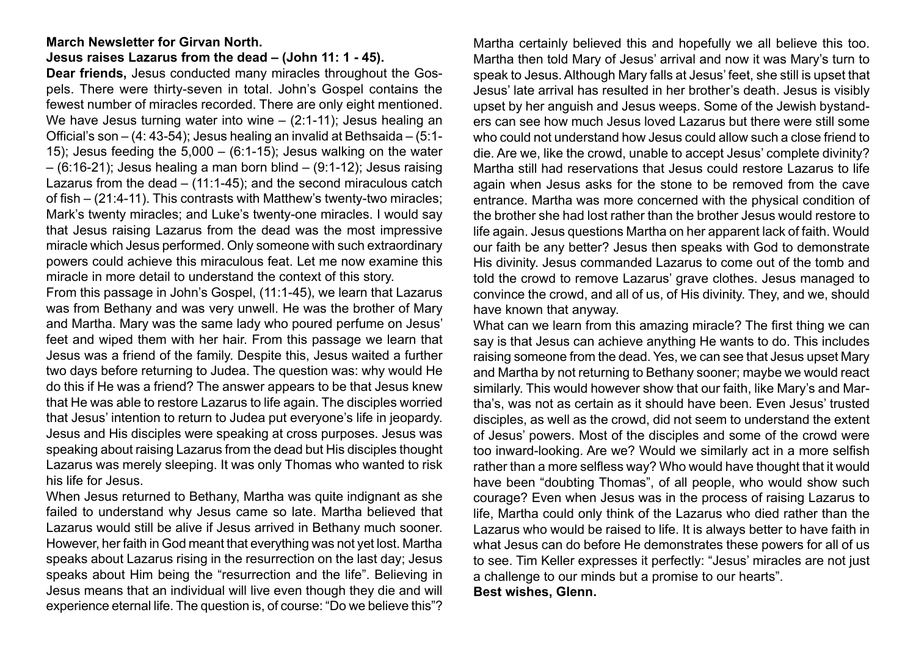**March Newsletter for Girvan North.**

**Jesus raises Lazarus from the dead – (John 11: 1 - 45).**

**Dear friends,** Jesus conducted many miracles throughout the Gospels. There were thirty-seven in total. John's Gospel contains the fewest number of miracles recorded. There are only eight mentioned. We have Jesus turning water into wine – (2:1-11); Jesus healing an Official's son – (4: 43-54); Jesus healing an invalid at Bethsaida – (5:1-15); Jesus feeding the 5,000 – (6:1-15); Jesus walking on the water – (6:16-21); Jesus healing a man born blind – (9:1-12); Jesus raising Lazarus from the dead – (11:1-45); and the second miraculous catch of fish – (21:4-11). This contrasts with Matthew's twenty-two miracles; Mark's twenty miracles; and Luke's twenty-one miracles. I would say that Jesus raising Lazarus from the dead was the most impressive miracle which Jesus performed. Only someone with such extraordinary powers could achieve this miraculous feat. Let me now examine this miracle in more detail to understand the context of this story.

From this passage in John's Gospel, (11:1-45), we learn that Lazarus was from Bethany and was very unwell. He was the brother of Mary and Martha. Mary was the same lady who poured perfume on Jesus' feet and wiped them with her hair. From this passage we learn that Jesus was a friend of the family. Despite this, Jesus waited a further two days before returning to Judea. The question was: why would He do this if He was a friend? The answer appears to be that Jesus knew that He was able to restore Lazarus to life again. The disciples worried that Jesus' intention to return to Judea put everyone's life in jeopardy. Jesus and His disciples were speaking at cross purposes. Jesus was speaking about raising Lazarus from the dead but His disciples thought Lazarus was merely sleeping. It was only Thomas who wanted to risk his life for Jesus.

When Jesus returned to Bethany, Martha was quite indignant as she failed to understand why Jesus came so late. Martha believed that Lazarus would still be alive if Jesus arrived in Bethany much sooner. However, her faith in God meant that everything was not yet lost. Martha speaks about Lazarus rising in the resurrection on the last day; Jesus speaks about Him being the "resurrection and the life". Believing in Jesus means that an individual will live even though they die and will experience eternal life. The question is, of course: "Do we believe this"? Martha certainly believed this and hopefully we all believe this too. Martha then told Mary of Jesus' arrival and now it was Mary's turn to speak to Jesus. Although Mary falls at Jesus' feet, she still is upset that Jesus' late arrival has resulted in her brother's death. Jesus is visibly upset by her anguish and Jesus weeps. Some of the Jewish bystanders can see how much Jesus loved Lazarus but there were still some who could not understand how Jesus could allow such a close friend to die. Are we, like the crowd, unable to accept Jesus' complete divinity? Martha still had reservations that Jesus could restore Lazarus to life again when Jesus asks for the stone to be removed from the cave entrance. Martha was more concerned with the physical condition of the brother she had lost rather than the brother Jesus would restore to life again. Jesus questions Martha on her apparent lack of faith. Would our faith be any better? Jesus then speaks with God to demonstrate His divinity. Jesus commanded Lazarus to come out of the tomb and told the crowd to remove Lazarus' grave clothes. Jesus managed to convince the crowd, and all of us, of His divinity. They, and we, should have known that anyway.

What can we learn from this amazing miracle? The first thing we can say is that Jesus can achieve anything He wants to do. This includes raising someone from the dead. Yes, we can see that Jesus upset Mary and Martha by not returning to Bethany sooner; maybe we would react similarly. This would however show that our faith, like Mary's and Martha's, was not as certain as it should have been. Even Jesus' trusted disciples, as well as the crowd, did not seem to understand the extent of Jesus' powers. Most of the disciples and some of the crowd were too inward-looking. Are we? Would we similarly act in a more selfish rather than a more selfless way? Who would have thought that it would have been "doubting Thomas", of all people, who would show such courage? Even when Jesus was in the process of raising Lazarus to life, Martha could only think of the Lazarus who died rather than the Lazarus who would be raised to life. It is always better to have faith in what Jesus can do before He demonstrates these powers for all of us to see. Tim Keller expresses it perfectly: "Jesus' miracles are not just a challenge to our minds but a promise to our hearts".

**Best wishes, Glenn.**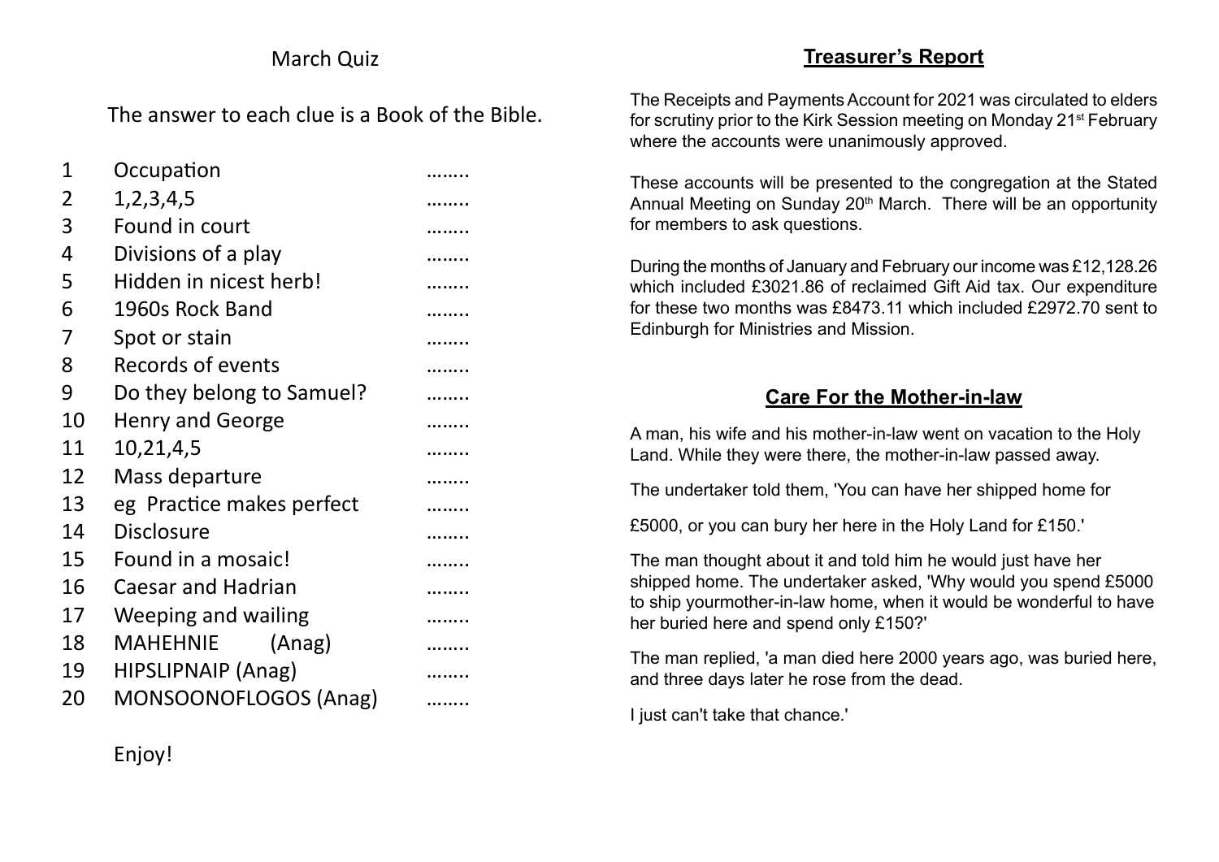## March Quiz

The answer to each clue is a Book of the Bible.

| | | |
|---|---|---|
| 1 | Occupation | …….. |
| 2 | 1,2,3,4,5 | …….. |
| 3 | Found in court | …….. |
| 4 | Divisions of a play | …….. |
| 5 | Hidden in nicest herb! | …….. |
| 6 | 1960s Rock Band | …….. |
| 7 | Spot or stain | …….. |
| 8 | Records of events | …….. |
| 9 | Do they belong to Samuel? | …….. |
| 10 | Henry and George | …….. |
| 11 | 10,21,4,5 | …….. |
| 12 | Mass departure | …….. |
| 13 | eg Practice makes perfect | …….. |
| 14 | Disclosure | …….. |
| 15 | Found in a mosaic! | …….. |
| 16 | Caesar and Hadrian | …….. |
| 17 | Weeping and wailing | …….. |
| 18 | MAHEHNIE (Anag) | …….. |
| 19 | HIPSLIPNAIP (Anag) | …….. |
| 20 | MONSOONOFLOGOS (Anag) | …….. |

Enjoy!

## Treasurer's Report

The Receipts and Payments Account for 2021 was circulated to elders for scrutiny prior to the Kirk Session meeting on Monday 21st February where the accounts were unanimously approved.

These accounts will be presented to the congregation at the Stated Annual Meeting on Sunday 20th March. There will be an opportunity for members to ask questions.

During the months of January and February our income was £12,128.26 which included £3021.86 of reclaimed Gift Aid tax. Our expenditure for these two months was £8473.11 which included £2972.70 sent to Edinburgh for Ministries and Mission.

## Care For the Mother-in-law

A man, his wife and his mother-in-law went on vacation to the Holy Land. While they were there, the mother-in-law passed away.

The undertaker told them, 'You can have her shipped home for

£5000, or you can bury her here in the Holy Land for £150.'

The man thought about it and told him he would just have her shipped home. The undertaker asked, 'Why would you spend £5000 to ship yourmother-in-law home, when it would be wonderful to have her buried here and spend only £150?'

The man replied, 'a man died here 2000 years ago, was buried here, and three days later he rose from the dead.

I just can't take that chance.'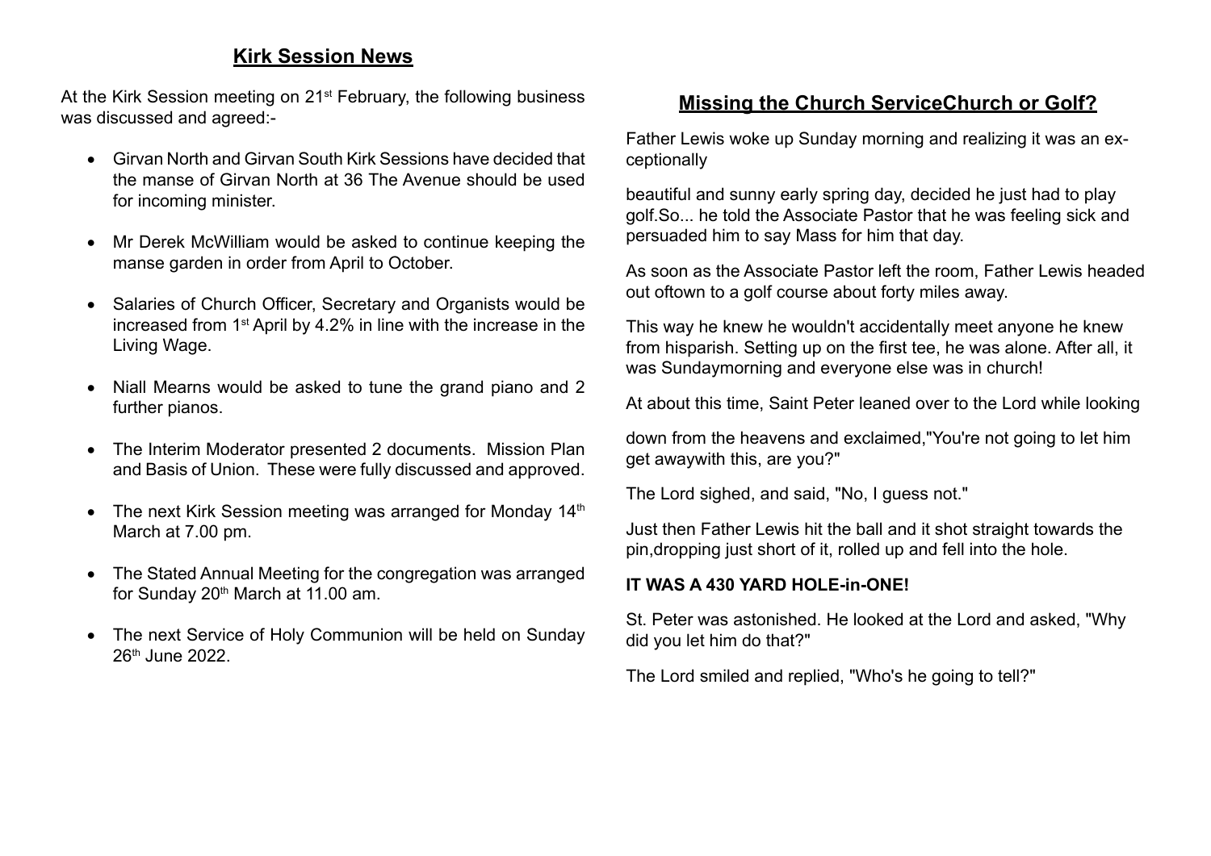## Kirk Session News

At the Kirk Session meeting on 21st February, the following business was discussed and agreed:-

- Girvan North and Girvan South Kirk Sessions have decided that the manse of Girvan North at 36 The Avenue should be used for incoming minister.
- Mr Derek McWilliam would be asked to continue keeping the manse garden in order from April to October.
- Salaries of Church Officer, Secretary and Organists would be increased from 1st April by 4.2% in line with the increase in the Living Wage.
- Niall Mearns would be asked to tune the grand piano and 2 further pianos.
- The Interim Moderator presented 2 documents. Mission Plan and Basis of Union. These were fully discussed and approved.
- The next Kirk Session meeting was arranged for Monday 14th March at 7.00 pm.
- The Stated Annual Meeting for the congregation was arranged for Sunday 20th March at 11.00 am.
- The next Service of Holy Communion will be held on Sunday 26th June 2022.

## Missing the Church ServiceChurch or Golf?

Father Lewis woke up Sunday morning and realizing it was an exceptionally

beautiful and sunny early spring day, decided he just had to play golf.So... he told the Associate Pastor that he was feeling sick and persuaded him to say Mass for him that day.

As soon as the Associate Pastor left the room, Father Lewis headed out oftown to a golf course about forty miles away.

This way he knew he wouldn't accidentally meet anyone he knew from hisparish. Setting up on the first tee, he was alone. After all, it was Sundaymorning and everyone else was in church!

At about this time, Saint Peter leaned over to the Lord while looking

down from the heavens and exclaimed,"You're not going to let him get awaywith this, are you?"

The Lord sighed, and said, "No, I guess not."

Just then Father Lewis hit the ball and it shot straight towards the pin,dropping just short of it, rolled up and fell into the hole.

**IT WAS A 430 YARD HOLE-in-ONE!**

St. Peter was astonished. He looked at the Lord and asked, "Why did you let him do that?"

The Lord smiled and replied, "Who's he going to tell?"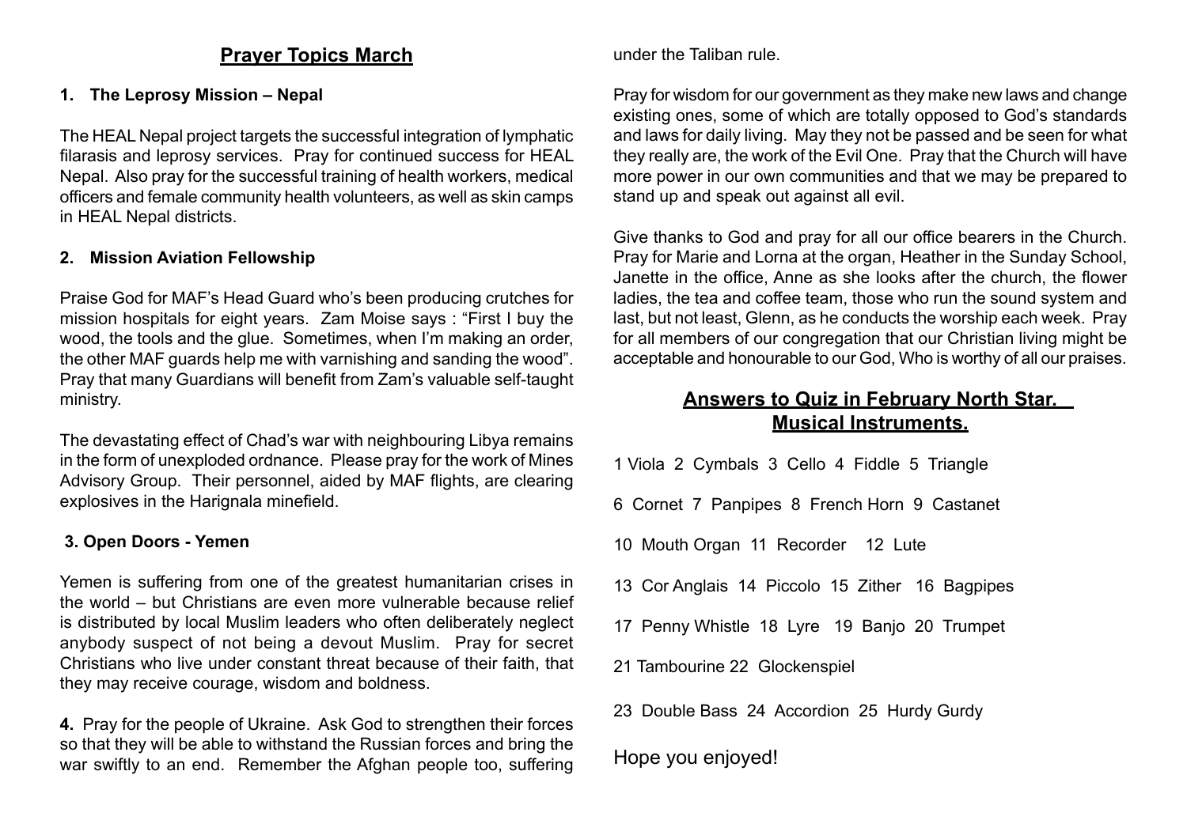## Prayer Topics March

**1. The Leprosy Mission – Nepal**

The HEAL Nepal project targets the successful integration of lymphatic filarasis and leprosy services. Pray for continued success for HEAL Nepal. Also pray for the successful training of health workers, medical officers and female community health volunteers, as well as skin camps in HEAL Nepal districts.

**2. Mission Aviation Fellowship**

Praise God for MAF's Head Guard who's been producing crutches for mission hospitals for eight years. Zam Moise says : "First I buy the wood, the tools and the glue. Sometimes, when I'm making an order, the other MAF guards help me with varnishing and sanding the wood". Pray that many Guardians will benefit from Zam's valuable self-taught ministry.

The devastating effect of Chad's war with neighbouring Libya remains in the form of unexploded ordnance. Please pray for the work of Mines Advisory Group. Their personnel, aided by MAF flights, are clearing explosives in the Harignala minefield.

**3. Open Doors - Yemen**

Yemen is suffering from one of the greatest humanitarian crises in the world – but Christians are even more vulnerable because relief is distributed by local Muslim leaders who often deliberately neglect anybody suspect of not being a devout Muslim. Pray for secret Christians who live under constant threat because of their faith, that they may receive courage, wisdom and boldness.

**4.** Pray for the people of Ukraine. Ask God to strengthen their forces so that they will be able to withstand the Russian forces and bring the war swiftly to an end. Remember the Afghan people too, suffering under the Taliban rule.

Pray for wisdom for our government as they make new laws and change existing ones, some of which are totally opposed to God's standards and laws for daily living. May they not be passed and be seen for what they really are, the work of the Evil One. Pray that the Church will have more power in our own communities and that we may be prepared to stand up and speak out against all evil.

Give thanks to God and pray for all our office bearers in the Church. Pray for Marie and Lorna at the organ, Heather in the Sunday School, Janette in the office, Anne as she looks after the church, the flower ladies, the tea and coffee team, those who run the sound system and last, but not least, Glenn, as he conducts the worship each week. Pray for all members of our congregation that our Christian living might be acceptable and honourable to our God, Who is worthy of all our praises.

## Answers to Quiz in February North Star. Musical Instruments.

1 Viola 2 Cymbals 3 Cello 4 Fiddle 5 Triangle

6 Cornet 7 Panpipes 8 French Horn 9 Castanet

10 Mouth Organ 11 Recorder 12 Lute

13 Cor Anglais 14 Piccolo 15 Zither 16 Bagpipes

17 Penny Whistle 18 Lyre 19 Banjo 20 Trumpet

21 Tambourine 22 Glockenspiel

23 Double Bass 24 Accordion 25 Hurdy Gurdy

Hope you enjoyed!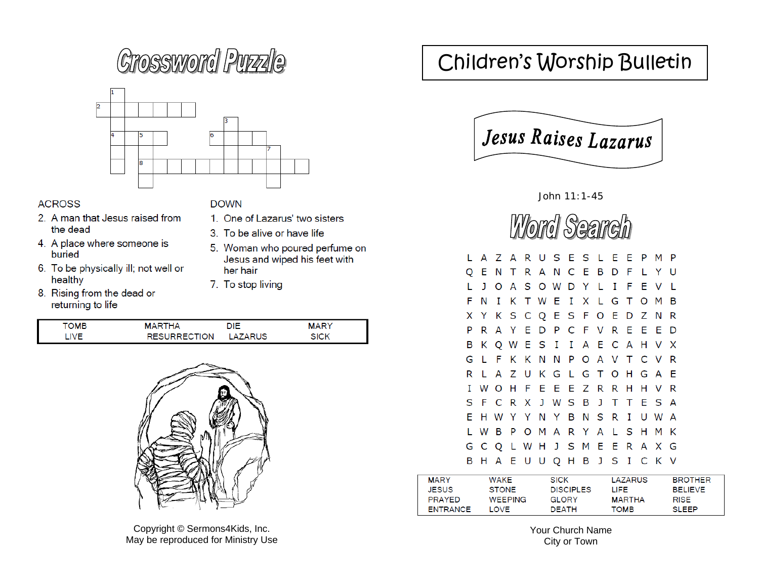# Crossword Puzzle

**ACROSS**

2. A man that Jesus raised from the dead
4. A place where someone is buried
6. To be physically ill; not well or healthy
8. Rising from the dead or returning to life

**DOWN**

1. One of Lazarus' two sisters
3. To be alive or have life
5. Woman who poured perfume on Jesus and wiped his feet with her hair
7. To stop living

| TOMB | MARTHA | DIE | MARY |
|---|---|---|---|
| LIVE | RESURRECTION | LAZARUS | SICK |

Copyright © Sermons4Kids, Inc.
May be reproduced for Ministry Use

# Children's Worship Bulletin

## Jesus Raises Lazarus

John 11:1-45

# Word Search

```
L A Z A R U S E S L E E P M P
Q E N T R A N C E B D F L Y U
L J O A S O W D Y L I F E V L
F N I K T W E I X L G T O M B
X Y K S C Q E S F O E D Z N R
P R A Y E D P C F V R E E E D
B K Q W E S I I A E C A H V X
G L F K K N N P O A V T C V R
R L A Z U K G L G T O H G A E
I W O H F E E E Z R R H H V R
S F C R X J W S B J T T E S A
E H W Y Y N Y B N S R I U W A
L W B P O M A R Y A L S H M K
G C Q L W H J S M E E R A X G
B H A E U U Q H B J S I C K V
```

| MARY | WAKE | SICK | LAZARUS | BROTHER |
|---|---|---|---|---|
| JESUS | STONE | DISCIPLES | LIFE | BELIEVE |
| PRAYED | WEEPING | GLORY | MARTHA | RISE |
| ENTRANCE | LOVE | DEATH | TOMB | SLEEP |

Your Church Name
City or Town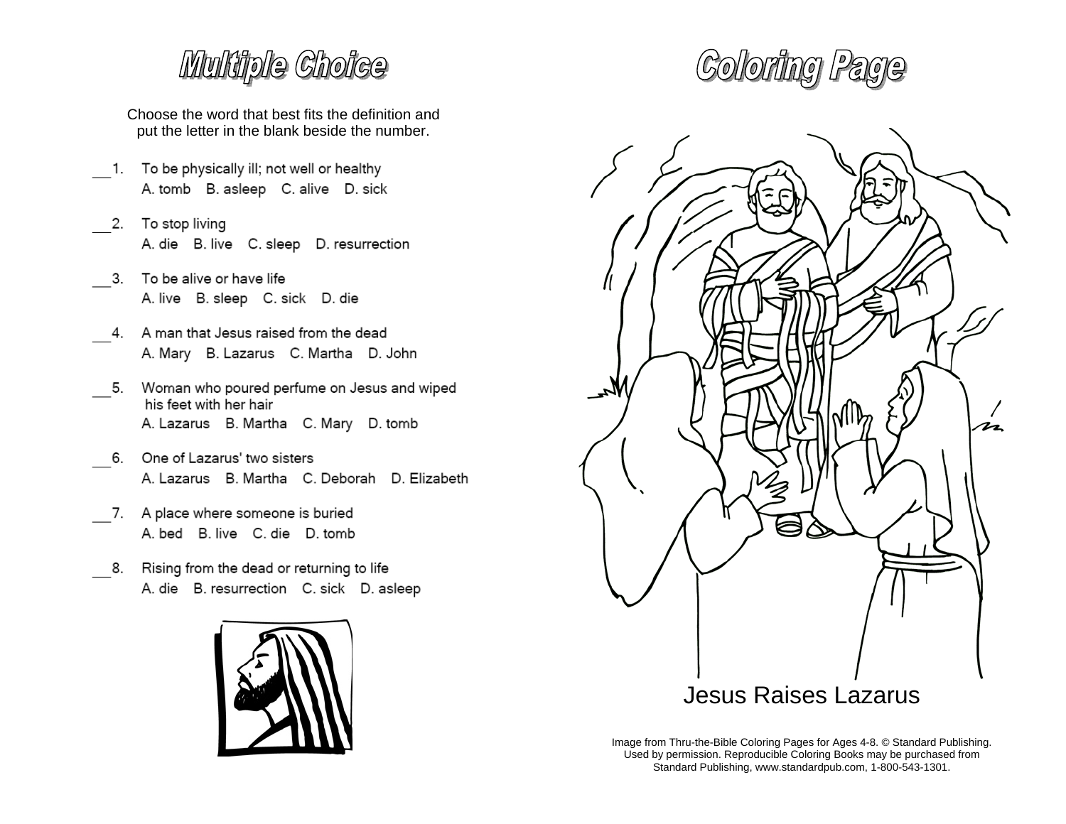# Multiple Choice

Choose the word that best fits the definition and put the letter in the blank beside the number.

\_\_1. To be physically ill; not well or healthy
A. tomb B. asleep C. alive D. sick

\_\_2. To stop living
A. die B. live C. sleep D. resurrection

\_\_3. To be alive or have life
A. live B. sleep C. sick D. die

\_\_4. A man that Jesus raised from the dead
A. Mary B. Lazarus C. Martha D. John

\_\_5. Woman who poured perfume on Jesus and wiped his feet with her hair
A. Lazarus B. Martha C. Mary D. tomb

\_\_6. One of Lazarus' two sisters
A. Lazarus B. Martha C. Deborah D. Elizabeth

\_\_7. A place where someone is buried
A. bed B. live C. die D. tomb

\_\_8. Rising from the dead or returning to life
A. die B. resurrection C. sick D. asleep

# Coloring Page

Jesus Raises Lazarus

Image from Thru-the-Bible Coloring Pages for Ages 4-8. © Standard Publishing. Used by permission. Reproducible Coloring Books may be purchased from Standard Publishing, www.standardpub.com, 1-800-543-1301.